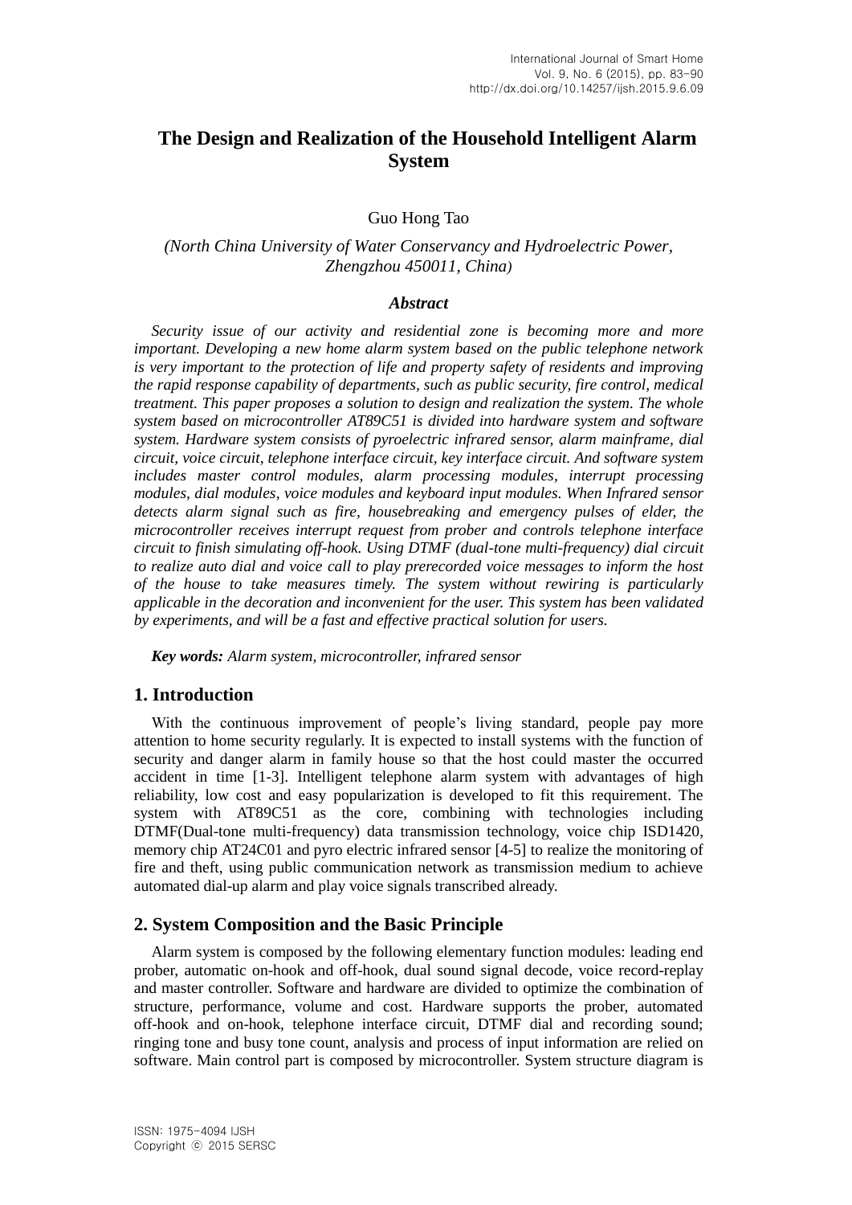# The Design and Realization of the Household Intelligent Alarm System

Guo Hong Tao

*(North China University of Water Conservancy and Hydroelectric Power, Zhengzhou 450011, China)*

### *Abstract*

*Security issue of our activity and residential zone is becoming more and more important. Developing a new home alarm system based on the public telephone network is very important to the protection of life and property safety of residents and improving the rapid response capability of departments, such as public security, fire control, medical treatment. This paper proposes a solution to design and realization the system. The whole system based on microcontroller AT89C51 is divided into hardware system and software system. Hardware system consists of pyroelectric infrared sensor, alarm mainframe, dial circuit, voice circuit, telephone interface circuit, key interface circuit. And software system includes master control modules, alarm processing modules, interrupt processing modules, dial modules, voice modules and keyboard input modules. When Infrared sensor detects alarm signal such as fire, housebreaking and emergency pulses of elder, the microcontroller receives interrupt request from prober and controls telephone interface circuit to finish simulating off-hook. Using DTMF (dual-tone multi-frequency) dial circuit to realize auto dial and voice call to play prerecorded voice messages to inform the host of the house to take measures timely. The system without rewiring is particularly applicable in the decoration and inconvenient for the user. This system has been validated by experiments, and will be a fast and effective practical solution for users.*

***Key words:*** *Alarm system, microcontroller, infrared sensor*

## 1. Introduction

With the continuous improvement of people's living standard, people pay more attention to home security regularly. It is expected to install systems with the function of security and danger alarm in family house so that the host could master the occurred accident in time [1-3]. Intelligent telephone alarm system with advantages of high reliability, low cost and easy popularization is developed to fit this requirement. The system with AT89C51 as the core, combining with technologies including DTMF(Dual-tone multi-frequency) data transmission technology, voice chip ISD1420, memory chip AT24C01 and pyro electric infrared sensor [4-5] to realize the monitoring of fire and theft, using public communication network as transmission medium to achieve automated dial-up alarm and play voice signals transcribed already.

## 2. System Composition and the Basic Principle

Alarm system is composed by the following elementary function modules: leading end prober, automatic on-hook and off-hook, dual sound signal decode, voice record-replay and master controller. Software and hardware are divided to optimize the combination of structure, performance, volume and cost. Hardware supports the prober, automated off-hook and on-hook, telephone interface circuit, DTMF dial and recording sound; ringing tone and busy tone count, analysis and process of input information are relied on software. Main control part is composed by microcontroller. System structure diagram is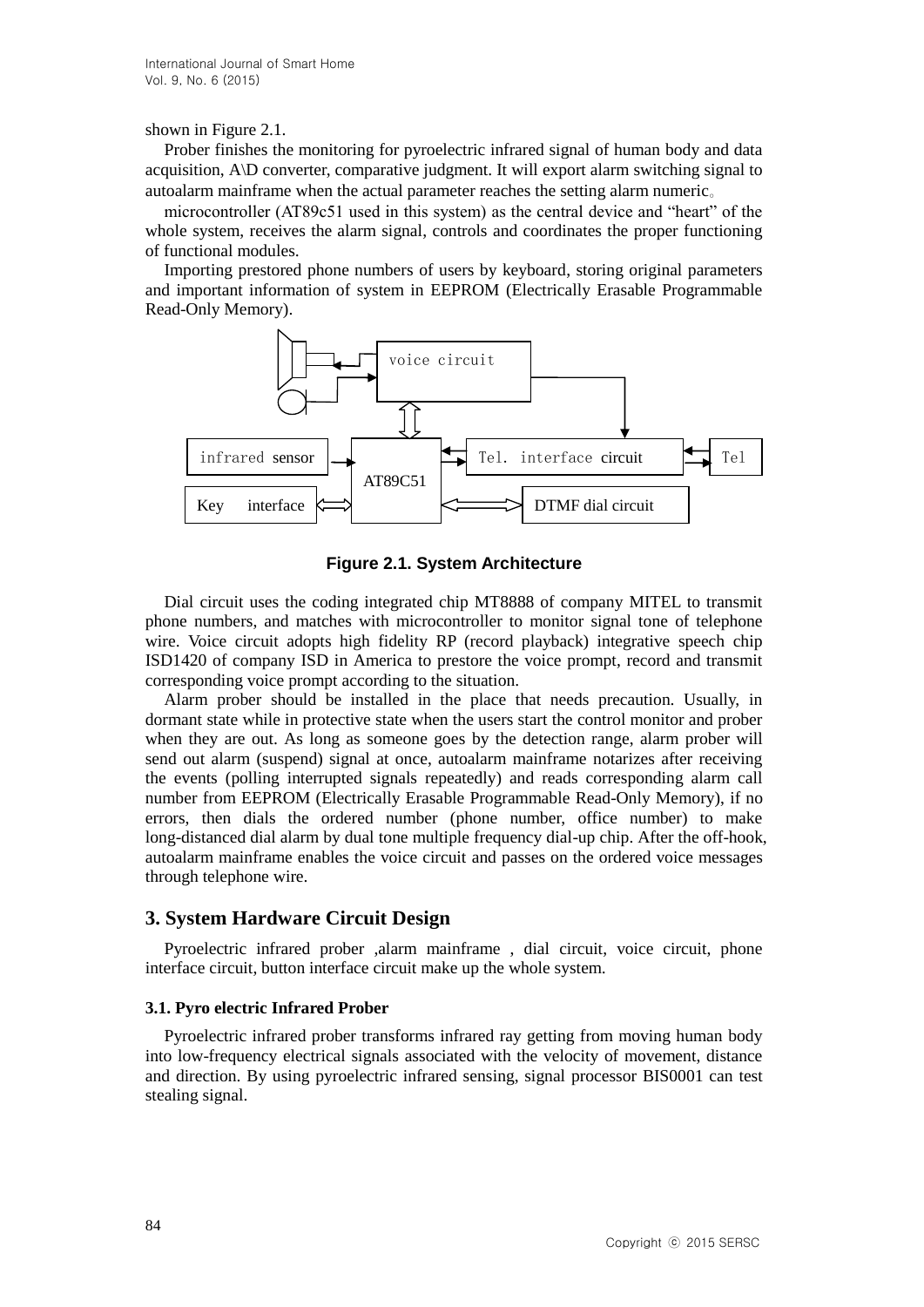shown in Figure 2.1.

Prober finishes the monitoring for pyroelectric infrared signal of human body and data acquisition, A\D converter, comparative judgment. It will export alarm switching signal to autoalarm mainframe when the actual parameter reaches the setting alarm numeric。

microcontroller (AT89c51 used in this system) as the central device and “heart” of the whole system, receives the alarm signal, controls and coordinates the proper functioning of functional modules.

Importing prestored phone numbers of users by keyboard, storing original parameters and important information of system in EEPROM (Electrically Erasable Programmable Read-Only Memory).

voice circuit

infrared sensor | AT89C51 | Tel. interface circuit | Tel

Key interface | DTMF dial circuit

**Figure 2.1. System Architecture**

Dial circuit uses the coding integrated chip MT8888 of company MITEL to transmit phone numbers, and matches with microcontroller to monitor signal tone of telephone wire. Voice circuit adopts high fidelity RP (record playback) integrative speech chip ISD1420 of company ISD in America to prestore the voice prompt, record and transmit corresponding voice prompt according to the situation.

Alarm prober should be installed in the place that needs precaution. Usually, in dormant state while in protective state when the users start the control monitor and prober when they are out. As long as someone goes by the detection range, alarm prober will send out alarm (suspend) signal at once, autoalarm mainframe notarizes after receiving the events (polling interrupted signals repeatedly) and reads corresponding alarm call number from EEPROM (Electrically Erasable Programmable Read-Only Memory), if no errors, then dials the ordered number (phone number, office number) to make long-distanced dial alarm by dual tone multiple frequency dial-up chip. After the off-hook, autoalarm mainframe enables the voice circuit and passes on the ordered voice messages through telephone wire.

## 3. System Hardware Circuit Design

Pyroelectric infrared prober ,alarm mainframe , dial circuit, voice circuit, phone interface circuit, button interface circuit make up the whole system.

### 3.1. Pyro electric Infrared Prober

Pyroelectric infrared prober transforms infrared ray getting from moving human body into low-frequency electrical signals associated with the velocity of movement, distance and direction. By using pyroelectric infrared sensing, signal processor BIS0001 can test stealing signal.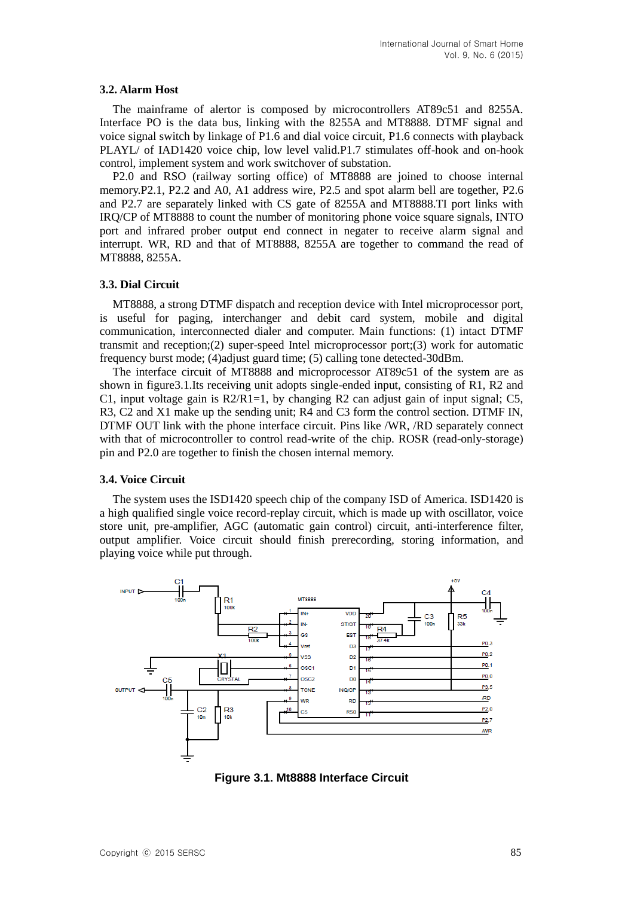### 3.2. Alarm Host

The mainframe of alertor is composed by microcontrollers AT89c51 and 8255A. Interface PO is the data bus, linking with the 8255A and MT8888. DTMF signal and voice signal switch by linkage of P1.6 and dial voice circuit, P1.6 connects with playback PLAYL/ of IAD1420 voice chip, low level valid.P1.7 stimulates off-hook and on-hook control, implement system and work switchover of substation.

P2.0 and RSO (railway sorting office) of MT8888 are joined to choose internal memory.P2.1, P2.2 and A0, A1 address wire, P2.5 and spot alarm bell are together, P2.6 and P2.7 are separately linked with CS gate of 8255A and MT8888.TI port links with IRQ/CP of MT8888 to count the number of monitoring phone voice square signals, INTO port and infrared prober output end connect in negater to receive alarm signal and interrupt. WR, RD and that of MT8888, 8255A are together to command the read of MT8888, 8255A.

### 3.3. Dial Circuit

MT8888, a strong DTMF dispatch and reception device with Intel microprocessor port, is useful for paging, interchanger and debit card system, mobile and digital communication, interconnected dialer and computer. Main functions: (1) intact DTMF transmit and reception;(2) super-speed Intel microprocessor port;(3) work for automatic frequency burst mode; (4)adjust guard time; (5) calling tone detected-30dBm.

The interface circuit of MT8888 and microprocessor AT89c51 of the system are as shown in figure3.1.Its receiving unit adopts single-ended input, consisting of R1, R2 and C1, input voltage gain is R2/R1=1, by changing R2 can adjust gain of input signal; C5, R3, C2 and X1 make up the sending unit; R4 and C3 form the control section. DTMF IN, DTMF OUT link with the phone interface circuit. Pins like /WR, /RD separately connect with that of microcontroller to control read-write of the chip. ROSR (read-only-storage) pin and P2.0 are together to finish the chosen internal memory.

### 3.4. Voice Circuit

The system uses the ISD1420 speech chip of the company ISD of America. ISD1420 is a high qualified single voice record-replay circuit, which is made up with oscillator, voice store unit, pre-amplifier, AGC (automatic gain control) circuit, anti-interference filter, output amplifier. Voice circuit should finish prerecording, storing information, and playing voice while put through.

**Figure 3.1. Mt8888 Interface Circuit**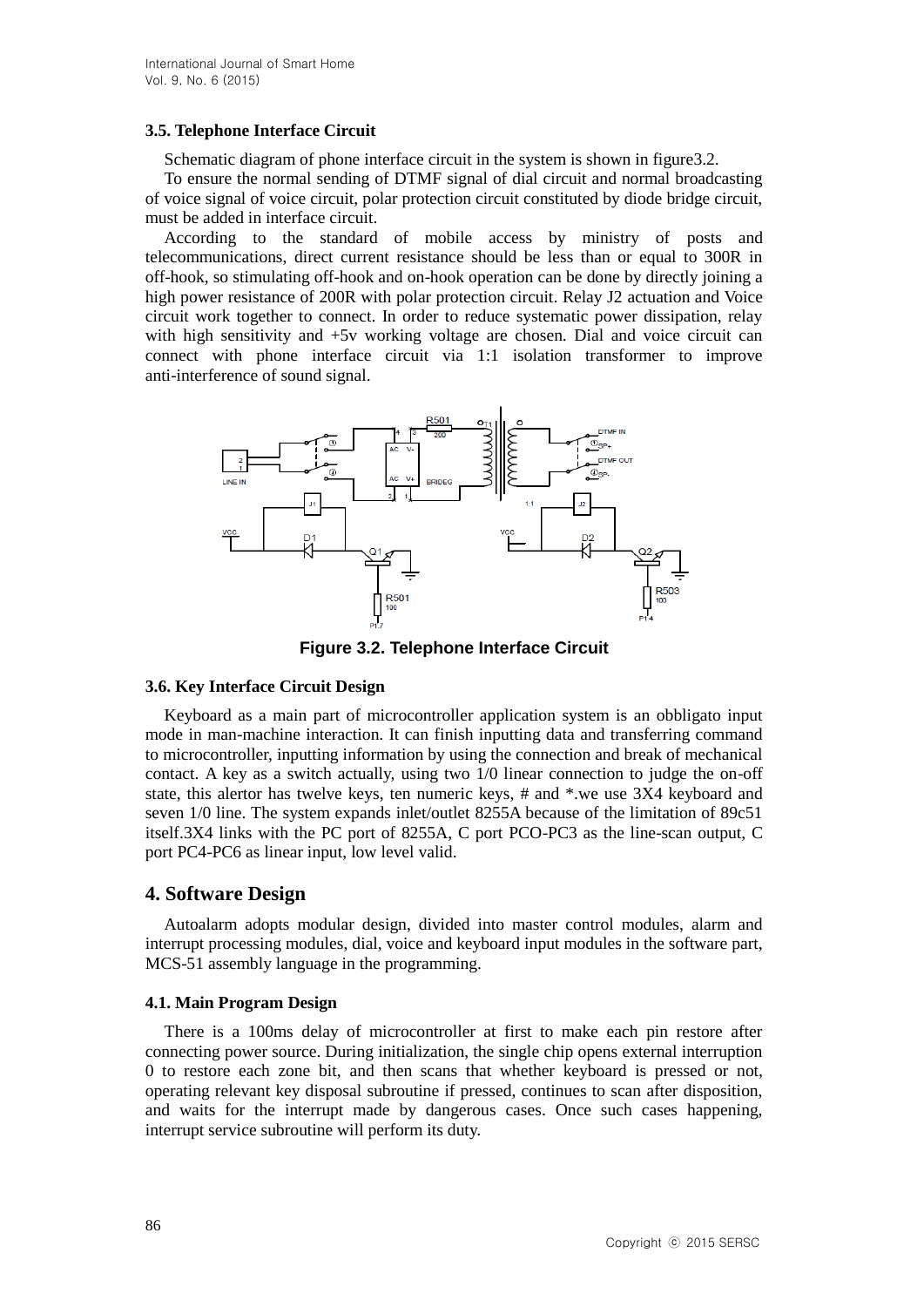### 3.5. Telephone Interface Circuit

Schematic diagram of phone interface circuit in the system is shown in figure3.2.

To ensure the normal sending of DTMF signal of dial circuit and normal broadcasting of voice signal of voice circuit, polar protection circuit constituted by diode bridge circuit, must be added in interface circuit.

According to the standard of mobile access by ministry of posts and telecommunications, direct current resistance should be less than or equal to 300R in off-hook, so stimulating off-hook and on-hook operation can be done by directly joining a high power resistance of 200R with polar protection circuit. Relay J2 actuation and Voice circuit work together to connect. In order to reduce systematic power dissipation, relay with high sensitivity and +5v working voltage are chosen. Dial and voice circuit can connect with phone interface circuit via 1:1 isolation transformer to improve anti-interference of sound signal.

**Figure 3.2. Telephone Interface Circuit**

### 3.6. Key Interface Circuit Design

Keyboard as a main part of microcontroller application system is an obbligato input mode in man-machine interaction. It can finish inputting data and transferring command to microcontroller, inputting information by using the connection and break of mechanical contact. A key as a switch actually, using two 1/0 linear connection to judge the on-off state, this alertor has twelve keys, ten numeric keys, # and *.we use 3X4 keyboard and seven 1/0 line. The system expands inlet/outlet 8255A because of the limitation of 89c51 itself.3X4 links with the PC port of 8255A, C port PCO-PC3 as the line-scan output, C port PC4-PC6 as linear input, low level valid.

## 4. Software Design

Autoalarm adopts modular design, divided into master control modules, alarm and interrupt processing modules, dial, voice and keyboard input modules in the software part, MCS-51 assembly language in the programming.

### 4.1. Main Program Design

There is a 100ms delay of microcontroller at first to make each pin restore after connecting power source. During initialization, the single chip opens external interruption 0 to restore each zone bit, and then scans that whether keyboard is pressed or not, operating relevant key disposal subroutine if pressed, continues to scan after disposition, and waits for the interrupt made by dangerous cases. Once such cases happening, interrupt service subroutine will perform its duty.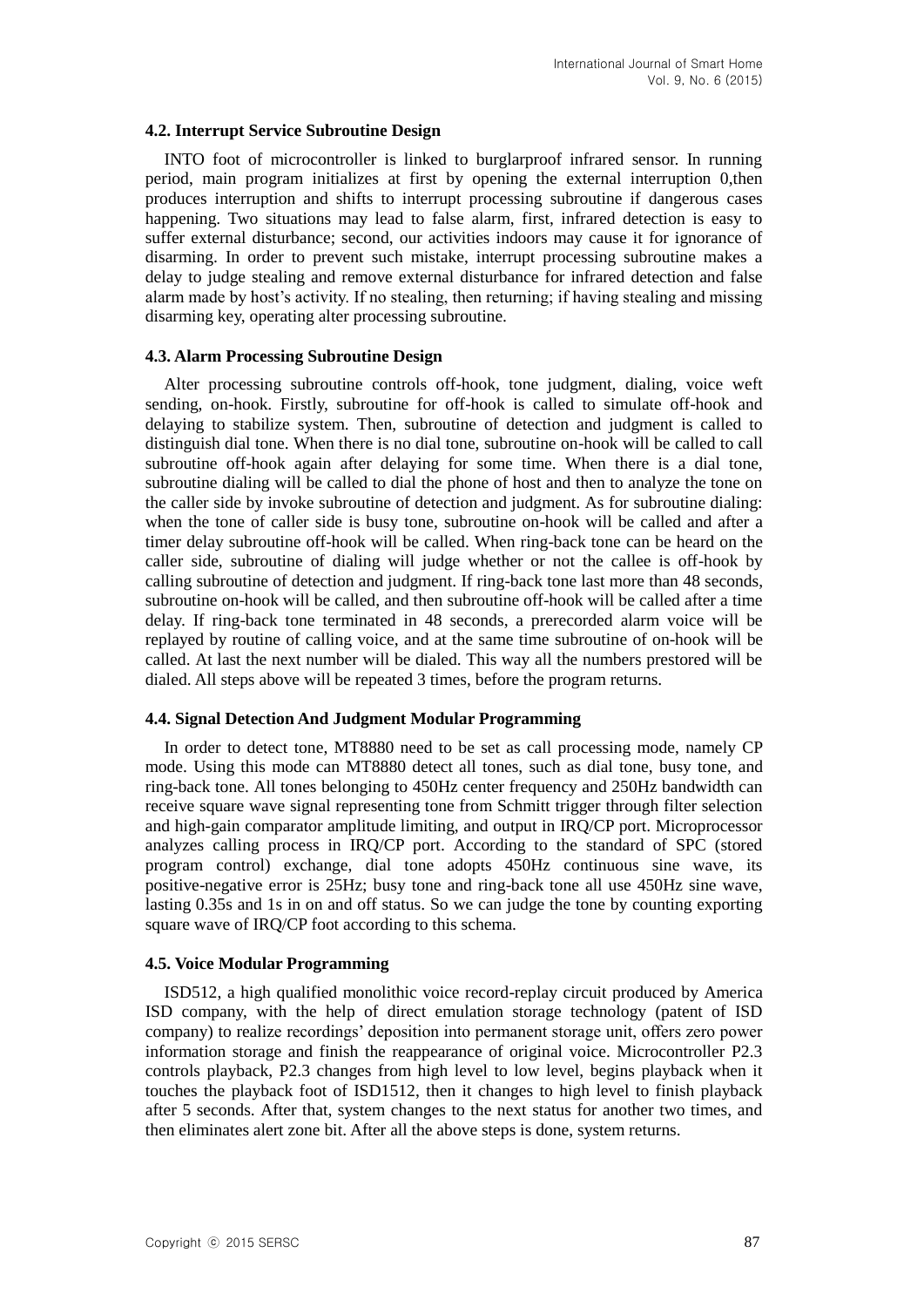### 4.2. Interrupt Service Subroutine Design

INTO foot of microcontroller is linked to burglarproof infrared sensor. In running period, main program initializes at first by opening the external interruption 0,then produces interruption and shifts to interrupt processing subroutine if dangerous cases happening. Two situations may lead to false alarm, first, infrared detection is easy to suffer external disturbance; second, our activities indoors may cause it for ignorance of disarming. In order to prevent such mistake, interrupt processing subroutine makes a delay to judge stealing and remove external disturbance for infrared detection and false alarm made by host's activity. If no stealing, then returning; if having stealing and missing disarming key, operating alter processing subroutine.

### 4.3. Alarm Processing Subroutine Design

Alter processing subroutine controls off-hook, tone judgment, dialing, voice weft sending, on-hook. Firstly, subroutine for off-hook is called to simulate off-hook and delaying to stabilize system. Then, subroutine of detection and judgment is called to distinguish dial tone. When there is no dial tone, subroutine on-hook will be called to call subroutine off-hook again after delaying for some time. When there is a dial tone, subroutine dialing will be called to dial the phone of host and then to analyze the tone on the caller side by invoke subroutine of detection and judgment. As for subroutine dialing: when the tone of caller side is busy tone, subroutine on-hook will be called and after a timer delay subroutine off-hook will be called. When ring-back tone can be heard on the caller side, subroutine of dialing will judge whether or not the callee is off-hook by calling subroutine of detection and judgment. If ring-back tone last more than 48 seconds, subroutine on-hook will be called, and then subroutine off-hook will be called after a time delay. If ring-back tone terminated in 48 seconds, a prerecorded alarm voice will be replayed by routine of calling voice, and at the same time subroutine of on-hook will be called. At last the next number will be dialed. This way all the numbers prestored will be dialed. All steps above will be repeated 3 times, before the program returns.

### 4.4. Signal Detection And Judgment Modular Programming

In order to detect tone, MT8880 need to be set as call processing mode, namely CP mode. Using this mode can MT8880 detect all tones, such as dial tone, busy tone, and ring-back tone. All tones belonging to 450Hz center frequency and 250Hz bandwidth can receive square wave signal representing tone from Schmitt trigger through filter selection and high-gain comparator amplitude limiting, and output in IRQ/CP port. Microprocessor analyzes calling process in IRQ/CP port. According to the standard of SPC (stored program control) exchange, dial tone adopts 450Hz continuous sine wave, its positive-negative error is 25Hz; busy tone and ring-back tone all use 450Hz sine wave, lasting 0.35s and 1s in on and off status. So we can judge the tone by counting exporting square wave of IRQ/CP foot according to this schema.

### 4.5. Voice Modular Programming

ISD512, a high qualified monolithic voice record-replay circuit produced by America ISD company, with the help of direct emulation storage technology (patent of ISD company) to realize recordings' deposition into permanent storage unit, offers zero power information storage and finish the reappearance of original voice. Microcontroller P2.3 controls playback, P2.3 changes from high level to low level, begins playback when it touches the playback foot of ISD1512, then it changes to high level to finish playback after 5 seconds. After that, system changes to the next status for another two times, and then eliminates alert zone bit. After all the above steps is done, system returns.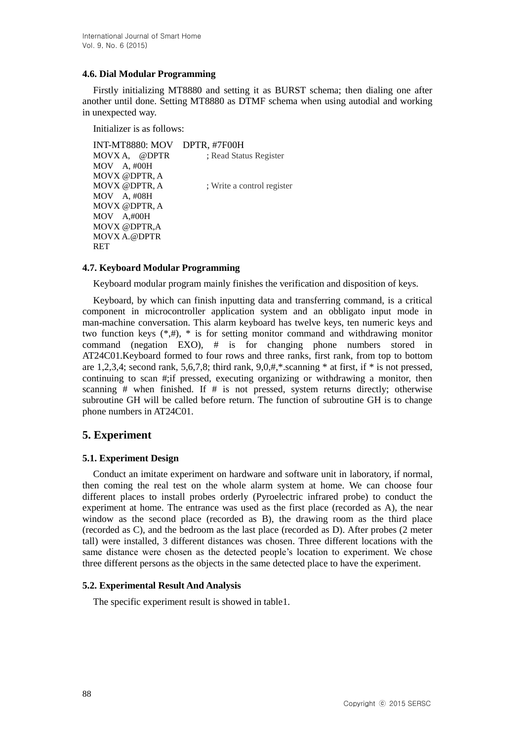### 4.6. Dial Modular Programming

Firstly initializing MT8880 and setting it as BURST schema; then dialing one after another until done. Setting MT8880 as DTMF schema when using autodial and working in unexpected way.

Initializer is as follows:

```
INT-MT8880: MOV   DPTR, #7F00H
MOVX A,   @DPTR          ; Read Status Register
MOV   A, #00H
MOVX @DPTR, A
MOVX @DPTR, A            ; Write a control register
MOV   A, #08H
MOVX @DPTR, A
MOV   A,#00H
MOVX @DPTR,A
MOVX A.@DPTR
RET
```

### 4.7. Keyboard Modular Programming

Keyboard modular program mainly finishes the verification and disposition of keys.

Keyboard, by which can finish inputting data and transferring command, is a critical component in microcontroller application system and an obbligato input mode in man-machine conversation. This alarm keyboard has twelve keys, ten numeric keys and two function keys (*,#), * is for setting monitor command and withdrawing monitor command (negation EXO), # is for changing phone numbers stored in AT24C01.Keyboard formed to four rows and three ranks, first rank, from top to bottom are 1,2,3,4; second rank, 5,6,7,8; third rank, 9,0,#,*.scanning * at first, if * is not pressed, continuing to scan #;if pressed, executing organizing or withdrawing a monitor, then scanning # when finished. If # is not pressed, system returns directly; otherwise subroutine GH will be called before return. The function of subroutine GH is to change phone numbers in AT24C01.

## 5. Experiment

### 5.1. Experiment Design

Conduct an imitate experiment on hardware and software unit in laboratory, if normal, then coming the real test on the whole alarm system at home. We can choose four different places to install probes orderly (Pyroelectric infrared probe) to conduct the experiment at home. The entrance was used as the first place (recorded as A), the near window as the second place (recorded as B), the drawing room as the third place (recorded as C), and the bedroom as the last place (recorded as D). After probes (2 meter tall) were installed, 3 different distances was chosen. Three different locations with the same distance were chosen as the detected people's location to experiment. We chose three different persons as the objects in the same detected place to have the experiment.

### 5.2. Experimental Result And Analysis

The specific experiment result is showed in table1.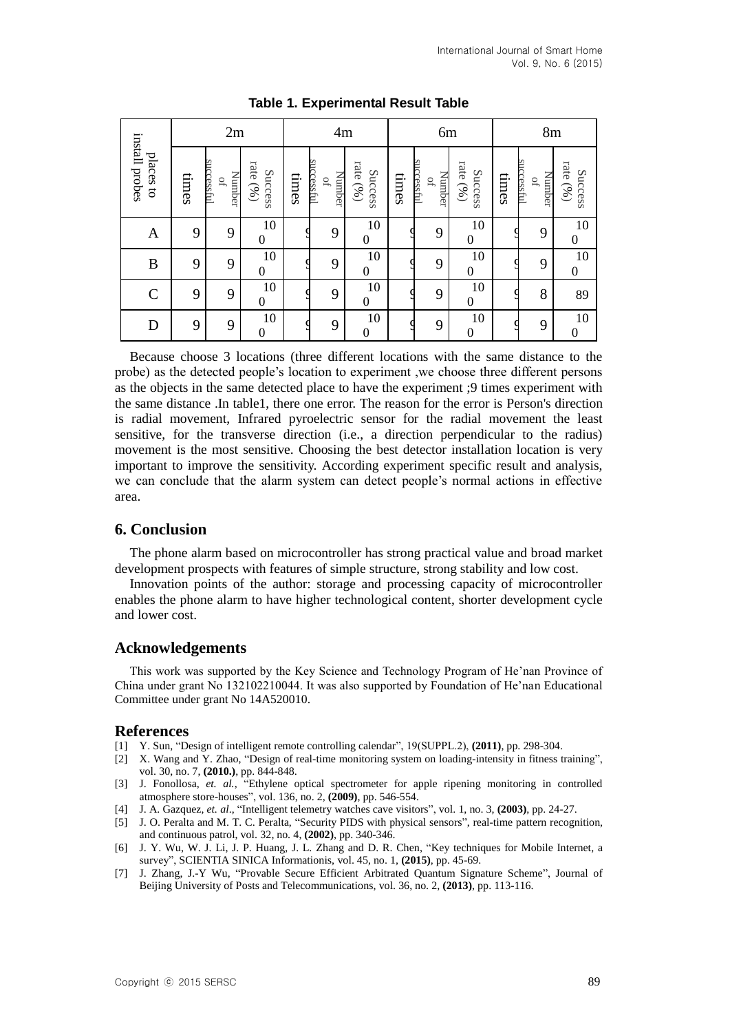**Table 1. Experimental Result Table**

| places to install probes | 2m | | | 4m | | | 6m | | | 8m | | |
|---|---|---|---|---|---|---|---|---|---|---|---|---|
| | times | Number of successful | Success rate (%) | times | Number of successful | Success rate (%) | times | Number of successful | Success rate (%) | times | Number of successful | Success rate (%) |
| A | 9 | 9 | 100 | 9 | 9 | 100 | 9 | 9 | 100 | 9 | 9 | 100 |
| B | 9 | 9 | 100 | 9 | 9 | 100 | 9 | 9 | 100 | 9 | 9 | 100 |
| C | 9 | 9 | 100 | 9 | 9 | 100 | 9 | 9 | 100 | 9 | 8 | 89 |
| D | 9 | 9 | 100 | 9 | 9 | 100 | 9 | 9 | 100 | 9 | 9 | 100 |

Because choose 3 locations (three different locations with the same distance to the probe) as the detected people's location to experiment ,we choose three different persons as the objects in the same detected place to have the experiment ;9 times experiment with the same distance .In table1, there one error. The reason for the error is Person's direction is radial movement, Infrared pyroelectric sensor for the radial movement the least sensitive, for the transverse direction (i.e., a direction perpendicular to the radius) movement is the most sensitive. Choosing the best detector installation location is very important to improve the sensitivity. According experiment specific result and analysis, we can conclude that the alarm system can detect people's normal actions in effective area.

## 6. Conclusion

The phone alarm based on microcontroller has strong practical value and broad market development prospects with features of simple structure, strong stability and low cost.

Innovation points of the author: storage and processing capacity of microcontroller enables the phone alarm to have higher technological content, shorter development cycle and lower cost.

## Acknowledgements

This work was supported by the Key Science and Technology Program of He'nan Province of China under grant No 132102210044. It was also supported by Foundation of He'nan Educational Committee under grant No 14A520010.

## References

[1] Y. Sun, "Design of intelligent remote controlling calendar", 19(SUPPL.2), **(2011)**, pp. 298-304.

[2] X. Wang and Y. Zhao, "Design of real-time monitoring system on loading-intensity in fitness training", vol. 30, no. 7, **(2010.)**, pp. 844-848.

[3] J. Fonollosa, *et. al.*, "Ethylene optical spectrometer for apple ripening monitoring in controlled atmosphere store-houses", vol. 136, no. 2, **(2009)**, pp. 546-554.

[4] J. A. Gazquez, *et. al.*, "Intelligent telemetry watches cave visitors", vol. 1, no. 3, **(2003)**, pp. 24-27.

[5] J. O. Peralta and M. T. C. Peralta, "Security PIDS with physical sensors", real-time pattern recognition, and continuous patrol, vol. 32, no. 4, **(2002)**, pp. 340-346.

[6] J. Y. Wu, W. J. Li, J. P. Huang, J. L. Zhang and D. R. Chen, "Key techniques for Mobile Internet, a survey", SCIENTIA SINICA Informationis, vol. 45, no. 1, **(2015)**, pp. 45-69.

[7] J. Zhang, J.-Y Wu, "Provable Secure Efficient Arbitrated Quantum Signature Scheme", Journal of Beijing University of Posts and Telecommunications, vol. 36, no. 2, **(2013)**, pp. 113-116.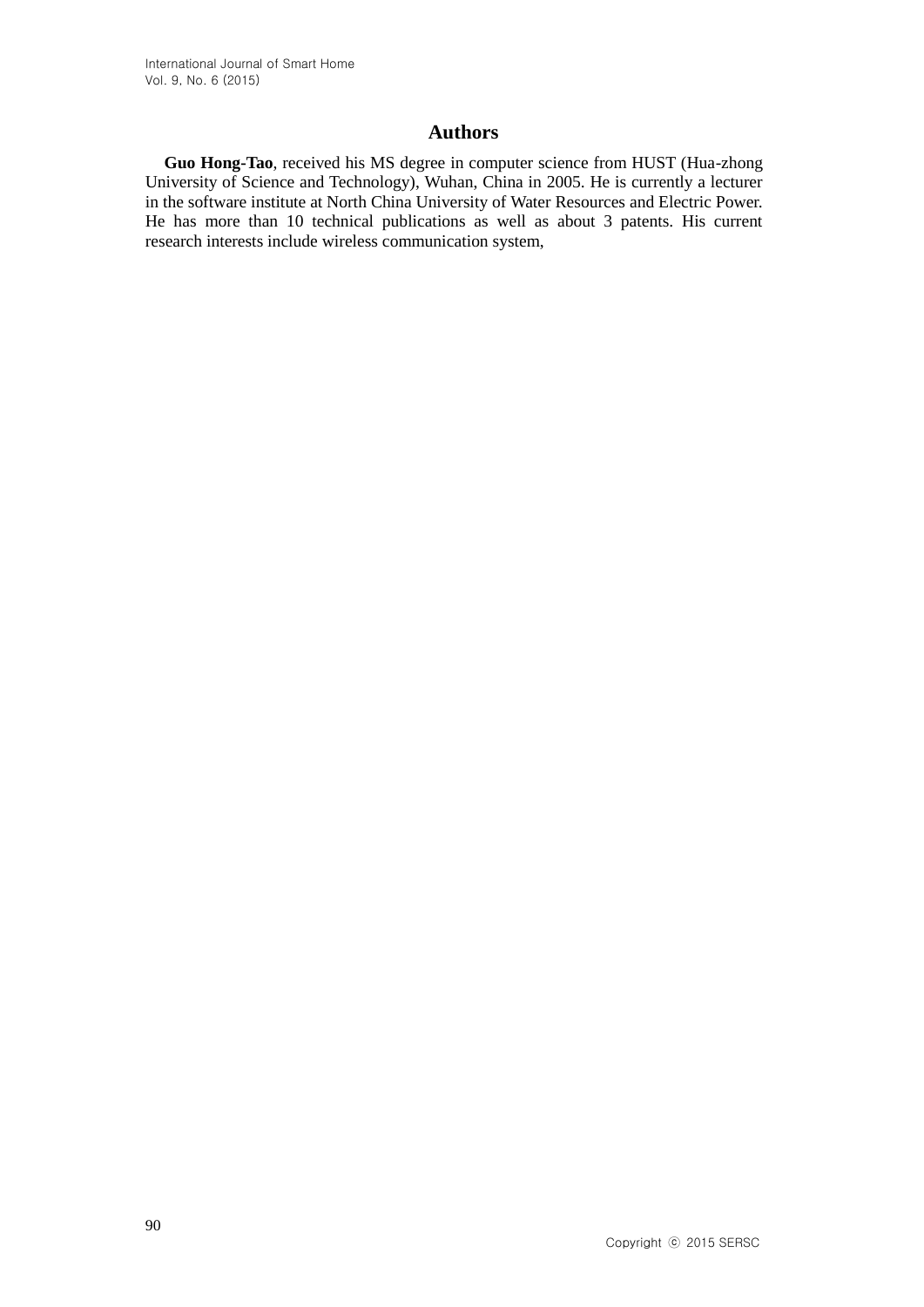## Authors

**Guo Hong-Tao**, received his MS degree in computer science from HUST (Hua-zhong University of Science and Technology), Wuhan, China in 2005. He is currently a lecturer in the software institute at North China University of Water Resources and Electric Power. He has more than 10 technical publications as well as about 3 patents. His current research interests include wireless communication system,